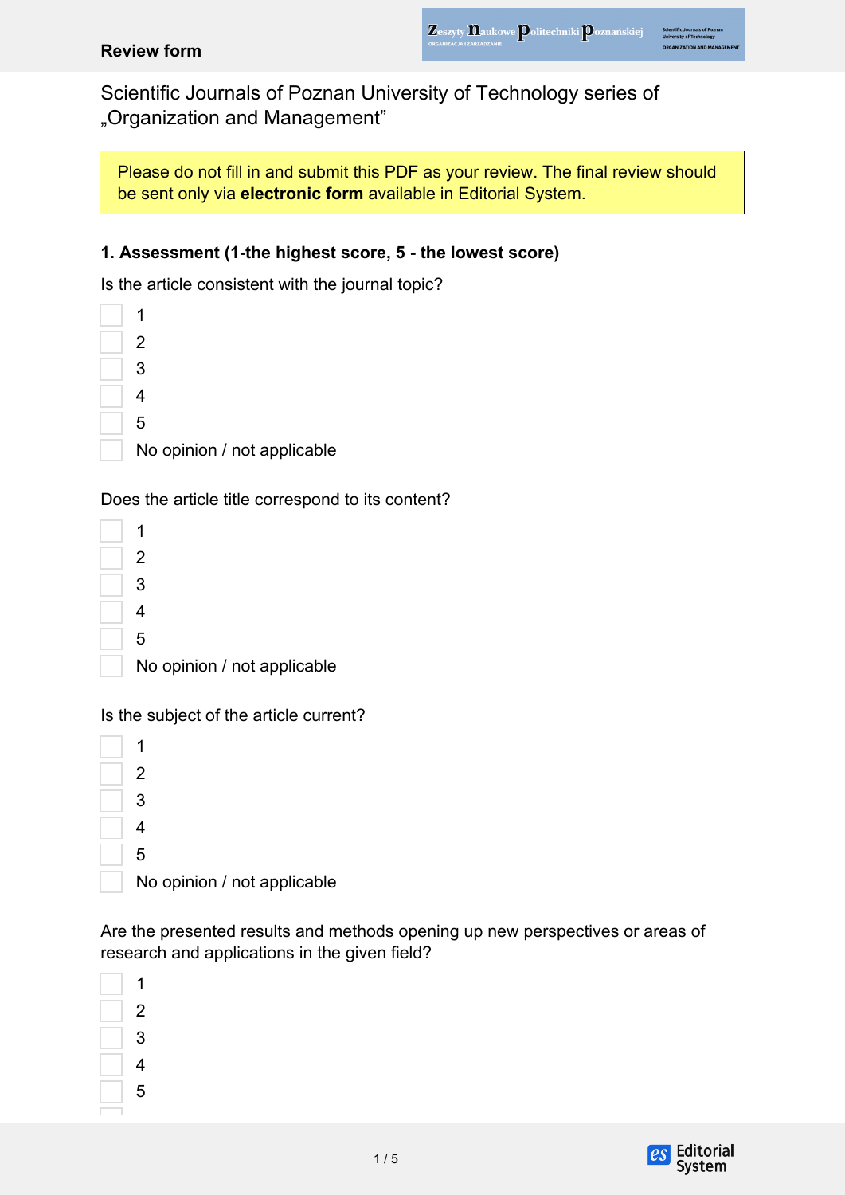# Review form

Scientific Journals of Poznan University of Technology series of „Organization and Management"

Please do not fill in and submit this PDF as your review. The final review should be sent only via **electronic form** available in Editorial System.

### 1. Assessment (1-the highest score, 5 - the lowest score)

Is the article consistent with the journal topic?

- [ ] 1
- [ ] 2
- [ ] 3
- [ ] 4
- [ ] 5
- [ ] No opinion / not applicable

Does the article title correspond to its content?

- [ ] 1
- [ ] 2
- [ ] 3
- [ ] 4
- [ ] 5
- [ ] No opinion / not applicable

Is the subject of the article current?

- [ ] 1
- [ ] 2
- [ ] 3
- [ ] 4
- [ ] 5
- [ ] No opinion / not applicable

Are the presented results and methods opening up new perspectives or areas of research and applications in the given field?

- [ ] 1
- [ ] 2
- [ ] 3
- [ ] 4
- [ ] 5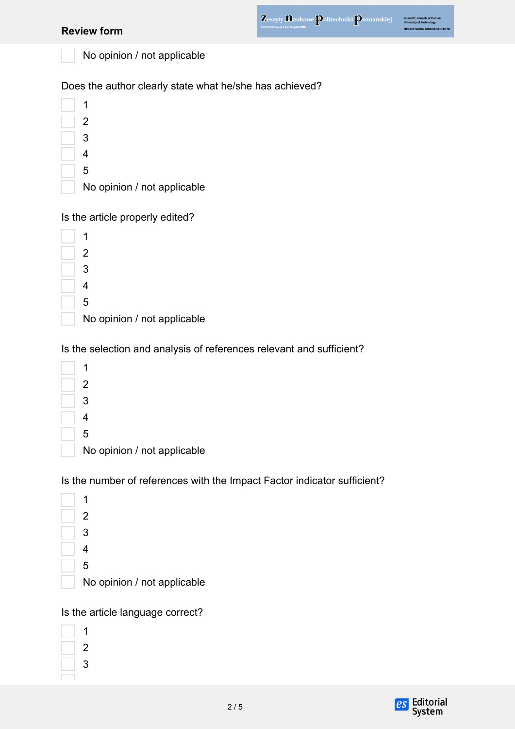- [ ] No opinion / not applicable

Does the author clearly state what he/she has achieved?

- [ ] 1
- [ ] 2
- [ ] 3
- [ ] 4
- [ ] 5
- [ ] No opinion / not applicable

Is the article properly edited?

- [ ] 1
- [ ] 2
- [ ] 3
- [ ] 4
- [ ] 5
- [ ] No opinion / not applicable

Is the selection and analysis of references relevant and sufficient?

- [ ] 1
- [ ] 2
- [ ] 3
- [ ] 4
- [ ] 5
- [ ] No opinion / not applicable

Is the number of references with the Impact Factor indicator sufficient?

- [ ] 1
- [ ] 2
- [ ] 3
- [ ] 4
- [ ] 5
- [ ] No opinion / not applicable

Is the article language correct?

- [ ] 1
- [ ] 2
- [ ] 3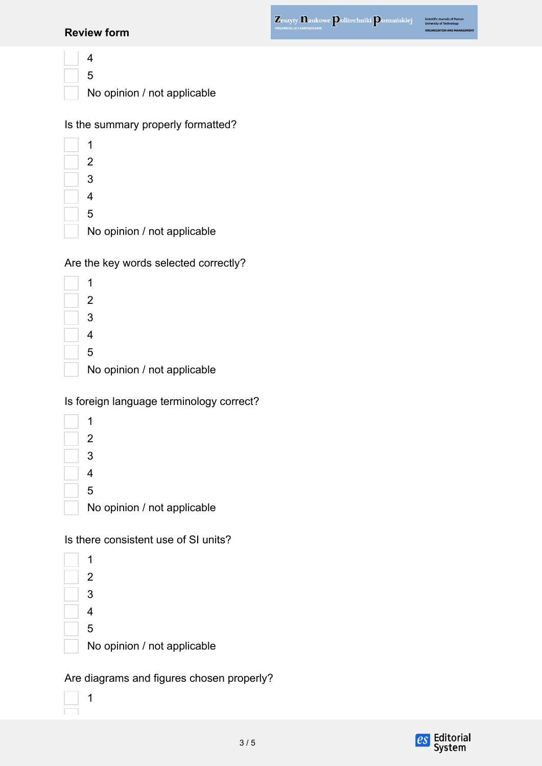- [ ] 4
- [ ] 5
- [ ] No opinion / not applicable

Is the summary properly formatted?

- [ ] 1
- [ ] 2
- [ ] 3
- [ ] 4
- [ ] 5
- [ ] No opinion / not applicable

Are the key words selected correctly?

- [ ] 1
- [ ] 2
- [ ] 3
- [ ] 4
- [ ] 5
- [ ] No opinion / not applicable

Is foreign language terminology correct?

- [ ] 1
- [ ] 2
- [ ] 3
- [ ] 4
- [ ] 5
- [ ] No opinion / not applicable

Is there consistent use of SI units?

- [ ] 1
- [ ] 2
- [ ] 3
- [ ] 4
- [ ] 5
- [ ] No opinion / not applicable

Are diagrams and figures chosen properly?

- [ ] 1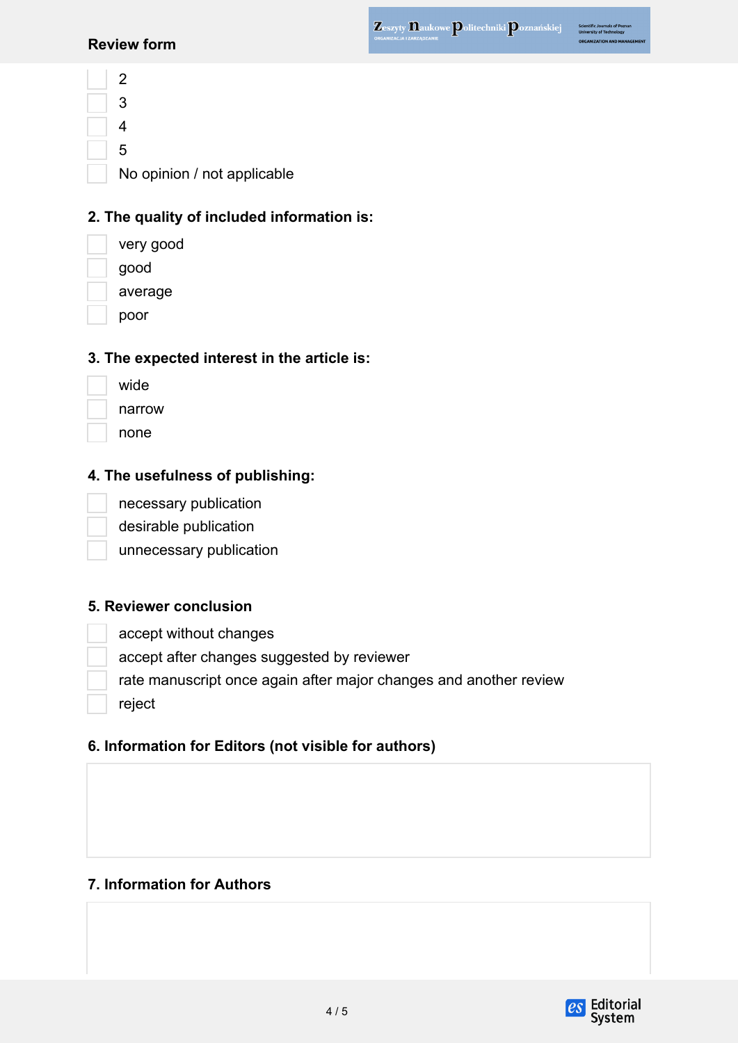- [ ] 2
- [ ] 3
- [ ] 4
- [ ] 5
- [ ] No opinion / not applicable

**2. The quality of included information is:**

- [ ] very good
- [ ] good
- [ ] average
- [ ] poor

**3. The expected interest in the article is:**

- [ ] wide
- [ ] narrow
- [ ] none

**4. The usefulness of publishing:**

- [ ] necessary publication
- [ ] desirable publication
- [ ] unnecessary publication

**5. Reviewer conclusion**

- [ ] accept without changes
- [ ] accept after changes suggested by reviewer
- [ ] rate manuscript once again after major changes and another review
- [ ] reject

**6. Information for Editors (not visible for authors)**

**7. Information for Authors**